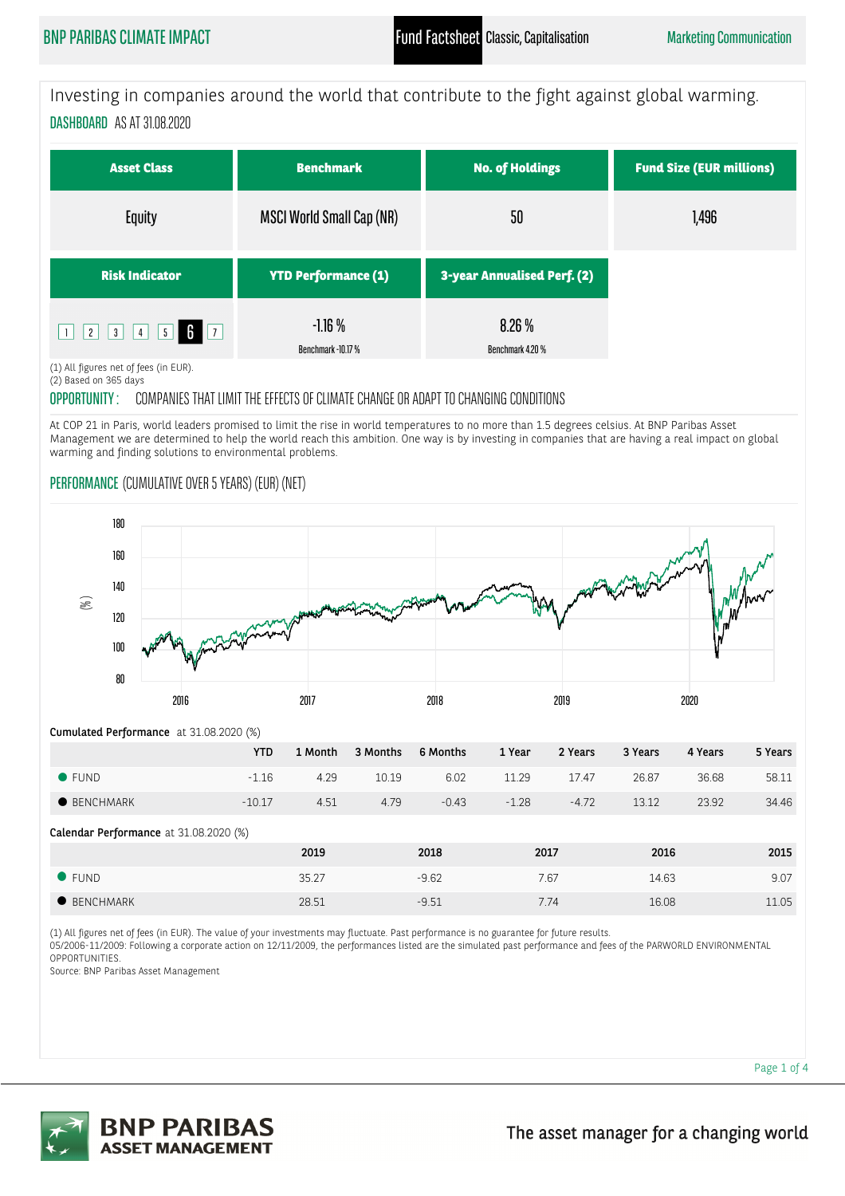# BNP PARIBAS CLIMATE IMPACT

Fund Factsheet Classic, Capitalisation

Marketing Communication

Investing in companies around the world that contribute to the fight against global warming.

## DASHBOARD AS AT 31.08.2020

| Asset Class | Benchmark | No. of Holdings | Fund Size (EUR millions) |
|---|---|---|---|
| Equity | MSCI World Small Cap (NR) | 50 | 1,496 |

| Risk Indicator | YTD Performance (1) | 3-year Annualised Perf. (2) |
|---|---|---|
| 1 2 3 4 5 **6** 7 | -1.16 % Benchmark -10.17 % | 8.26 % Benchmark 4.20 % |

(1) All figures net of fees (in EUR).
(2) Based on 365 days

## OPPORTUNITY : COMPANIES THAT LIMIT THE EFFECTS OF CLIMATE CHANGE OR ADAPT TO CHANGING CONDITIONS

At COP 21 in Paris, world leaders promised to limit the rise in world temperatures to no more than 1.5 degrees celsius. At BNP Paribas Asset Management we are determined to help the world reach this ambition. One way is by investing in companies that are having a real impact on global warming and finding solutions to environmental problems.

## PERFORMANCE (CUMULATIVE OVER 5 YEARS) (EUR) (NET)

**Cumulated Performance** at 31.08.2020 (%)

| | YTD | 1 Month | 3 Months | 6 Months | 1 Year | 2 Years | 3 Years | 4 Years | 5 Years |
|---|---|---|---|---|---|---|---|---|---|
| FUND | -1.16 | 4.29 | 10.19 | 6.02 | 11.29 | 17.47 | 26.87 | 36.68 | 58.11 |
| BENCHMARK | -10.17 | 4.51 | 4.79 | -0.43 | -1.28 | -4.72 | 13.12 | 23.92 | 34.46 |

**Calendar Performance** at 31.08.2020 (%)

| | 2019 | 2018 | 2017 | 2016 | 2015 |
|---|---|---|---|---|---|
| FUND | 35.27 | -9.62 | 7.67 | 14.63 | 9.07 |
| BENCHMARK | 28.51 | -9.51 | 7.74 | 16.08 | 11.05 |

(1) All figures net of fees (in EUR). The value of your investments may fluctuate. Past performance is no guarantee for future results.
05/2006-11/2009: Following a corporate action on 12/11/2009, the performances listed are the simulated past performance and fees of the PARWORLD ENVIRONMENTAL OPPORTUNITIES.
Source: BNP Paribas Asset Management

BNP PARIBAS ASSET MANAGEMENT

The asset manager for a changing world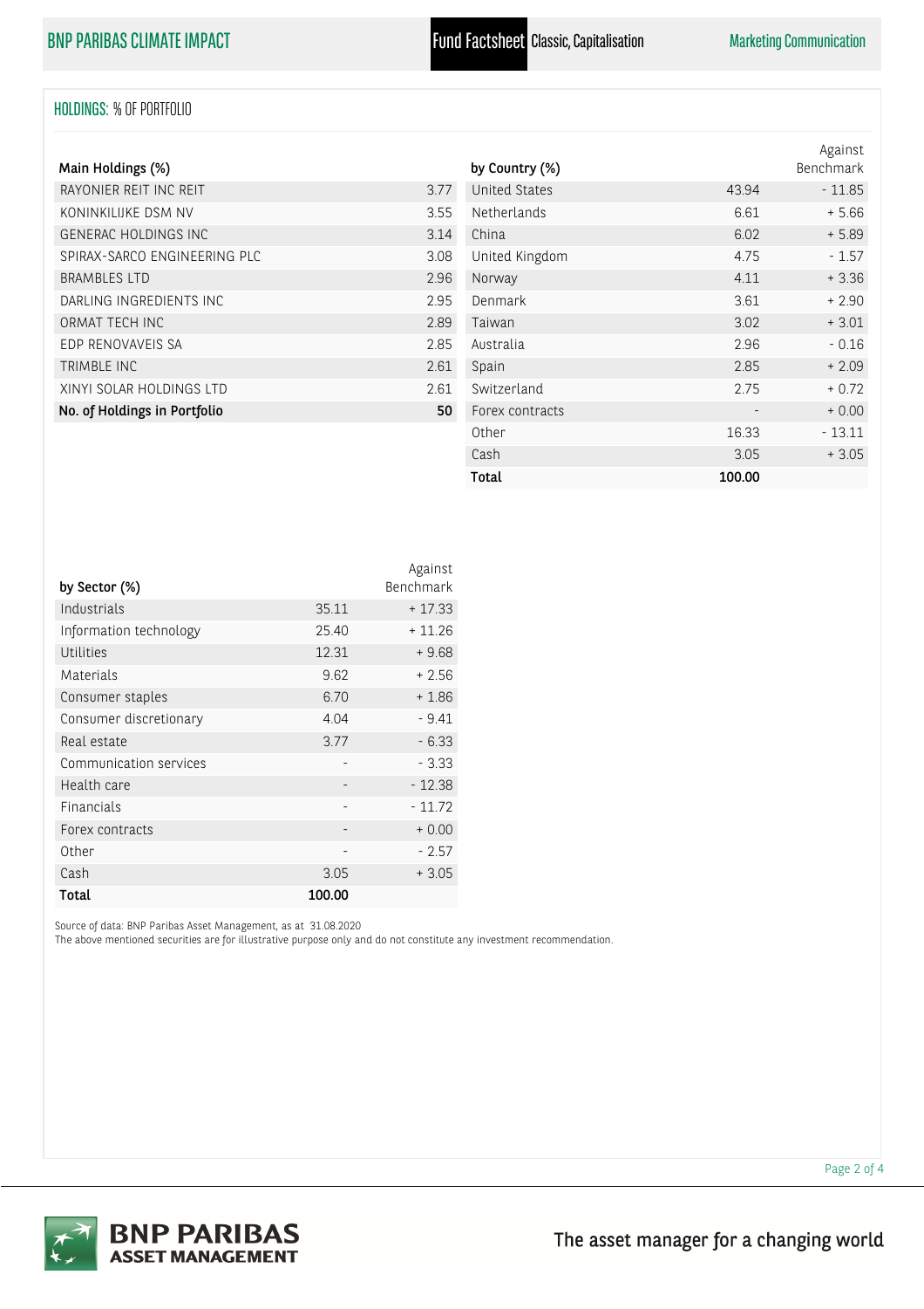## HOLDINGS: % OF PORTFOLIO

| Main Holdings (%) | |
|---|---|
| RAYONIER REIT INC REIT | 3.77 |
| KONINKLIJKE DSM NV | 3.55 |
| GENERAC HOLDINGS INC | 3.14 |
| SPIRAX-SARCO ENGINEERING PLC | 3.08 |
| BRAMBLES LTD | 2.96 |
| DARLING INGREDIENTS INC | 2.95 |
| ORMAT TECH INC | 2.89 |
| EDP RENOVAVEIS SA | 2.85 |
| TRIMBLE INC | 2.61 |
| XINYI SOLAR HOLDINGS LTD | 2.61 |
| **No. of Holdings in Portfolio** | **50** |

| by Country (%) | | Against Benchmark |
|---|---|---|
| United States | 43.94 | - 11.85 |
| Netherlands | 6.61 | + 5.66 |
| China | 6.02 | + 5.89 |
| United Kingdom | 4.75 | - 1.57 |
| Norway | 4.11 | + 3.36 |
| Denmark | 3.61 | + 2.90 |
| Taiwan | 3.02 | + 3.01 |
| Australia | 2.96 | - 0.16 |
| Spain | 2.85 | + 2.09 |
| Switzerland | 2.75 | + 0.72 |
| Forex contracts | - | + 0.00 |
| Other | 16.33 | - 13.11 |
| Cash | 3.05 | + 3.05 |
| **Total** | **100.00** | |

| by Sector (%) | | Against Benchmark |
|---|---|---|
| Industrials | 35.11 | + 17.33 |
| Information technology | 25.40 | + 11.26 |
| Utilities | 12.31 | + 9.68 |
| Materials | 9.62 | + 2.56 |
| Consumer staples | 6.70 | + 1.86 |
| Consumer discretionary | 4.04 | - 9.41 |
| Real estate | 3.77 | - 6.33 |
| Communication services | - | - 3.33 |
| Health care | - | - 12.38 |
| Financials | - | - 11.72 |
| Forex contracts | - | + 0.00 |
| Other | - | - 2.57 |
| Cash | 3.05 | + 3.05 |
| **Total** | **100.00** | |

Source of data: BNP Paribas Asset Management, as at 31.08.2020
The above mentioned securities are for illustrative purpose only and do not constitute any investment recommendation.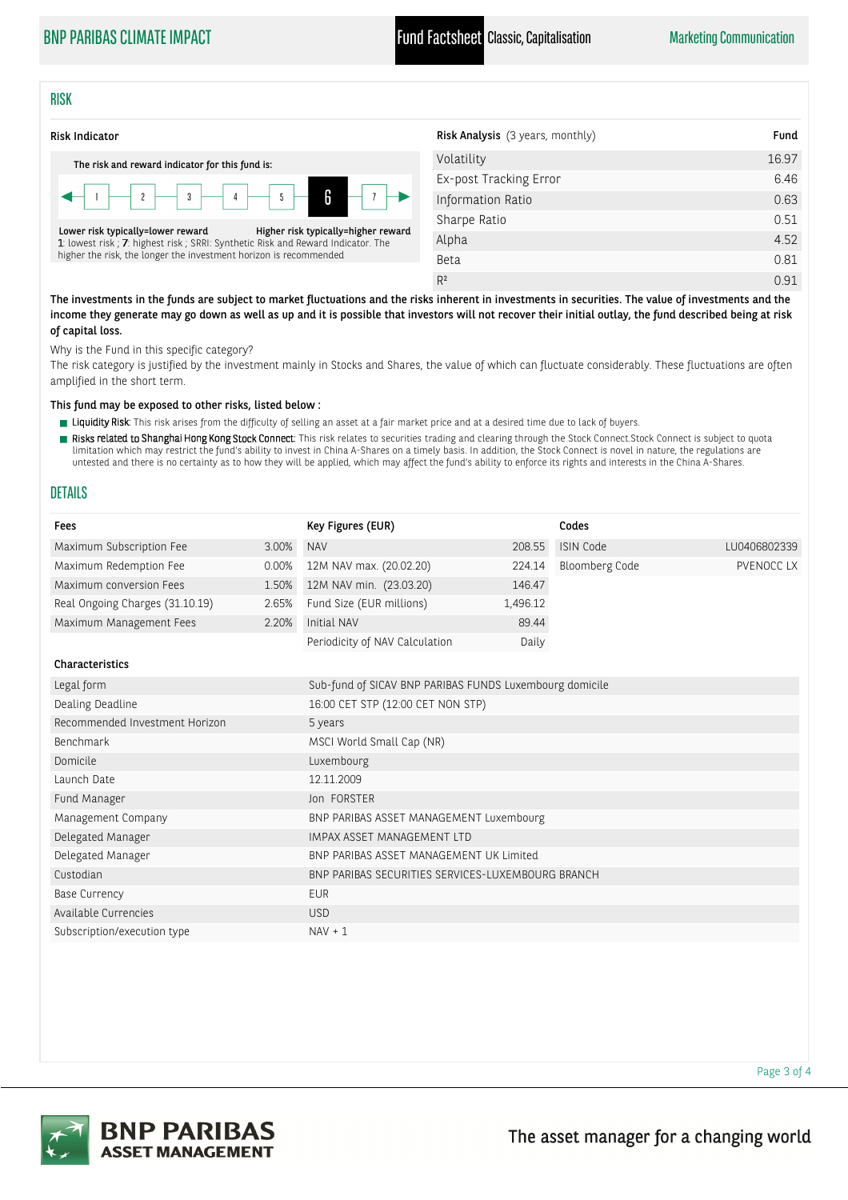## RISK

### Risk Indicator

The risk and reward indicator for this fund is:

1 | 2 | 3 | 4 | 5 | **6** | 7

Lower risk typically=lower reward — Higher risk typically=higher reward

1: lowest risk ; 7: highest risk ; SRRI: Synthetic Risk and Reward Indicator. The higher the risk, the longer the investment horizon is recommended

| Risk Analysis (3 years, monthly) | Fund |
|---|---|
| Volatility | 16.97 |
| Ex-post Tracking Error | 6.46 |
| Information Ratio | 0.63 |
| Sharpe Ratio | 0.51 |
| Alpha | 4.52 |
| Beta | 0.81 |
| $R^2$ | 0.91 |

**The investments in the funds are subject to market fluctuations and the risks inherent in investments in securities. The value of investments and the income they generate may go down as well as up and it is possible that investors will not recover their initial outlay, the fund described being at risk of capital loss.**

Why is the Fund in this specific category?

The risk category is justified by the investment mainly in Stocks and Shares, the value of which can fluctuate considerably. These fluctuations are often amplified in the short term.

**This fund may be exposed to other risks, listed below :**

- Liquidity Risk: This risk arises from the difficulty of selling an asset at a fair market price and at a desired time due to lack of buyers.
- Risks related to Shanghai Hong Kong Stock Connect: This risk relates to securities trading and clearing through the Stock Connect.Stock Connect is subject to quota limitation which may restrict the fund's ability to invest in China A-Shares on a timely basis. In addition, the Stock Connect is novel in nature, the regulations are untested and there is no certainty as to how they will be applied, which may affect the fund's ability to enforce its rights and interests in the China A-Shares.

## DETAILS

| Fees | |
|---|---|
| Maximum Subscription Fee | 3.00% |
| Maximum Redemption Fee | 0.00% |
| Maximum conversion Fees | 1.50% |
| Real Ongoing Charges (31.10.19) | 2.65% |
| Maximum Management Fees | 2.20% |

| Key Figures (EUR) | |
|---|---|
| NAV | 208.55 |
| 12M NAV max. (20.02.20) | 224.14 |
| 12M NAV min. (23.03.20) | 146.47 |
| Fund Size (EUR millions) | 1,496.12 |
| Initial NAV | 89.44 |
| Periodicity of NAV Calculation | Daily |

| Codes | |
|---|---|
| ISIN Code | LU0406802339 |
| Bloomberg Code | PVENOCC LX |

| Characteristics | |
|---|---|
| Legal form | Sub-fund of SICAV BNP PARIBAS FUNDS Luxembourg domicile |
| Dealing Deadline | 16:00 CET STP (12:00 CET NON STP) |
| Recommended Investment Horizon | 5 years |
| Benchmark | MSCI World Small Cap (NR) |
| Domicile | Luxembourg |
| Launch Date | 12.11.2009 |
| Fund Manager | Jon FORSTER |
| Management Company | BNP PARIBAS ASSET MANAGEMENT Luxembourg |
| Delegated Manager | IMPAX ASSET MANAGEMENT LTD |
| Delegated Manager | BNP PARIBAS ASSET MANAGEMENT UK Limited |
| Custodian | BNP PARIBAS SECURITIES SERVICES-LUXEMBOURG BRANCH |
| Base Currency | EUR |
| Available Currencies | USD |
| Subscription/execution type | NAV + 1 |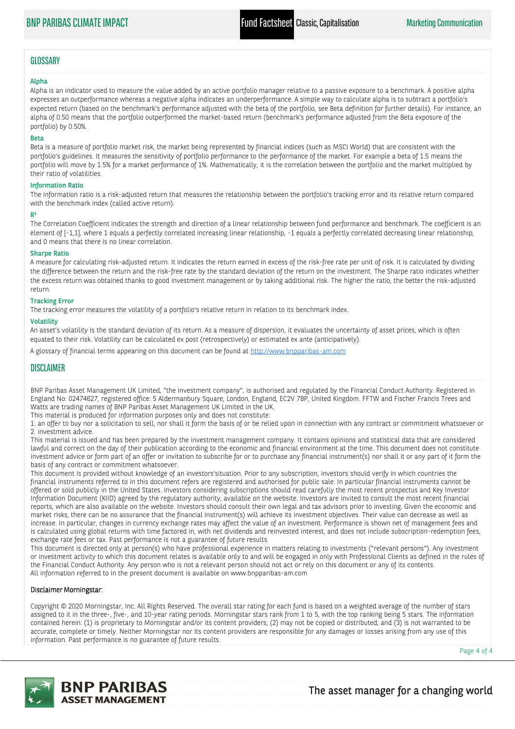## GLOSSARY

### Alpha

Alpha is an indicator used to measure the value added by an active portfolio manager relative to a passive exposure to a benchmark. A positive alpha expresses an outperformance whereas a negative alpha indicates an underperformance. A simple way to calculate alpha is to subtract a portfolio's expected return (based on the benchmark's performance adjusted with the beta of the portfolio, see Beta definition for further details). For instance, an alpha of 0.50 means that the portfolio outperformed the market-based return (benchmark's performance adjusted from the Beta exposure of the portfolio) by 0.50%.

### Beta

Beta is a measure of portfolio market risk, the market being represented by financial indices (such as MSCI World) that are consistent with the portfolio's guidelines. It measures the sensitivity of portfolio performance to the performance of the market. For example a beta of 1.5 means the portfolio will move by 1.5% for a market performance of 1%. Mathematically, it is the correlation between the portfolio and the market multiplied by their ratio of volatilities.

### Information Ratio

The information ratio is a risk-adjusted return that measures the relationship between the portfolio's tracking error and its relative return compared with the benchmark index (called active return).

### $R^2$

The Correlation Coefficient indicates the strength and direction of a linear relationship between fund performance and benchmark. The coefficient is an element of [-1,1], where 1 equals a perfectly correlated increasing linear relationship, -1 equals a perfectly correlated decreasing linear relationship, and 0 means that there is no linear correlation.

### Sharpe Ratio

A measure for calculating risk-adjusted return. It indicates the return earned in excess of the risk-free rate per unit of risk. It is calculated by dividing the difference between the return and the risk-free rate by the standard deviation of the return on the investment. The Sharpe ratio indicates whether the excess return was obtained thanks to good investment management or by taking additional risk. The higher the ratio, the better the risk-adjusted return.

### Tracking Error

The tracking error measures the volatility of a portfolio's relative return in relation to its benchmark index.

### Volatility

An asset's volatility is the standard deviation of its return. As a measure of dispersion, it evaluates the uncertainty of asset prices, which is often equated to their risk. Volatility can be calculated ex post (retrospectively) or estimated ex ante (anticipatively).

A glossary of financial terms appearing on this document can be found at http://www.bnpparibas-am.com

## DISCLAIMER

BNP Paribas Asset Management UK Limited, "the investment company", is authorised and regulated by the Financial Conduct Authority. Registered in England No: 02474627, registered office: 5 Aldermanbury Square, London, England, EC2V 7BP, United Kingdom. FFTW and Fischer Francis Trees and Watts are trading names of BNP Paribas Asset Management UK Limited in the UK.
This material is produced for information purposes only and does not constitute:
1. an offer to buy nor a solicitation to sell, nor shall it form the basis of or be relied upon in connection with any contract or commitment whatsoever or
2. investment advice.
This material is issued and has been prepared by the investment management company. It contains opinions and statistical data that are considered lawful and correct on the day of their publication according to the economic and financial environment at the time. This document does not constitute investment advice or form part of an offer or invitation to subscribe for or to purchase any financial instrument(s) nor shall it or any part of it form the basis of any contract or commitment whatsoever.
This document is provided without knowledge of an investors'situation. Prior to any subscription, investors should verify in which countries the financial instruments referred to in this document refers are registered and authorised for public sale. In particular financial instruments cannot be offered or sold publicly in the United States. Investors considering subscriptions should read carefully the most recent prospectus and Key Investor Information Document (KIID) agreed by the regulatory authority, available on the website. Investors are invited to consult the most recent financial reports, which are also available on the website. Investors should consult their own legal and tax advisors prior to investing. Given the economic and market risks, there can be no assurance that the financial instrument(s) will achieve its investment objectives. Their value can decrease as well as increase. In particular, changes in currency exchange rates may affect the value of an investment. Performance is shown net of management fees and is calculated using global returns with time factored in, with net dividends and reinvested interest, and does not include subscription-redemption fees, exchange rate fees or tax. Past performance is not a guarantee of future results.
This document is directed only at person(s) who have professional experience in matters relating to investments ("relevant persons"). Any investment or investment activity to which this document relates is available only to and will be engaged in only with Professional Clients as defined in the rules of the Financial Conduct Authority. Any person who is not a relevant person should not act or rely on this document or any of its contents.
All information referred to in the present document is available on www.bnpparibas-am.com

### Disclaimer Morningstar:

Copyright © 2020 Morningstar, Inc. All Rights Reserved. The overall star rating for each fund is based on a weighted average of the number of stars assigned to it in the three-, five-, and 10-year rating periods. Morningstar stars rank from 1 to 5, with the top ranking being 5 stars. The information contained herein: (1) is proprietary to Morningstar and/or its content providers; (2) may not be copied or distributed; and (3) is not warranted to be accurate, complete or timely. Neither Morningstar nor its content providers are responsible for any damages or losses arising from any use of this information. Past performance is no guarantee of future results.

BNP PARIBAS ASSET MANAGEMENT

The asset manager for a changing world